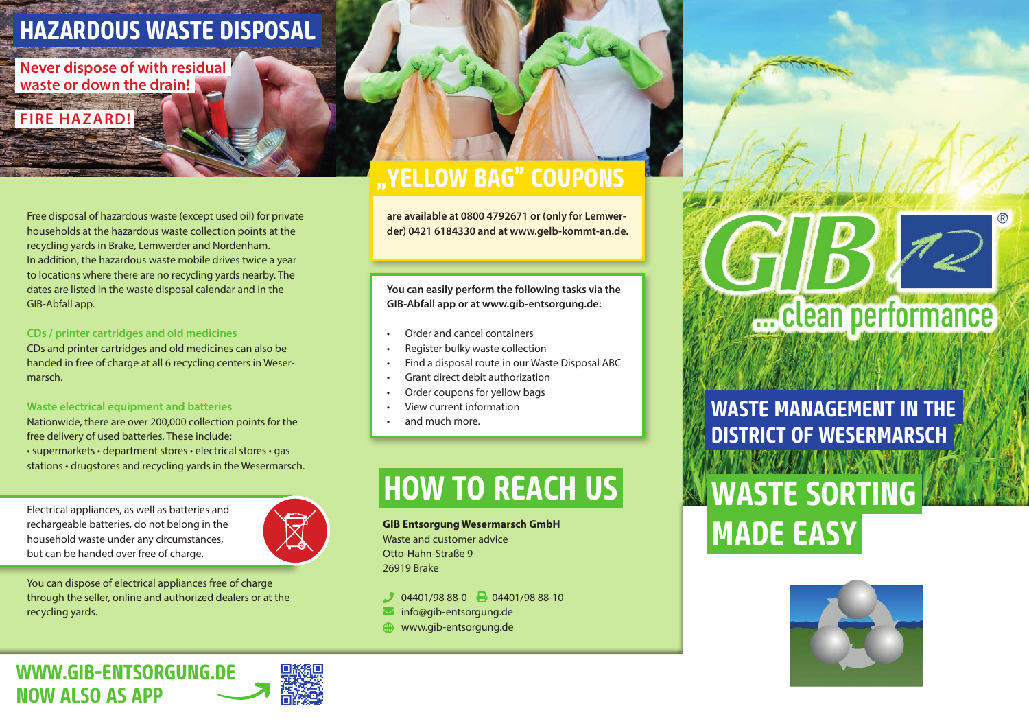# HAZARDOUS WASTE DISPOSAL

**Never dispose of with residual waste or down the drain!**

**FIRE HAZARD!**

Free disposal of hazardous waste (except used oil) for private households at the hazardous waste collection points at the recycling yards in Brake, Lemwerder and Nordenham.
In addition, the hazardous waste mobile drives twice a year to locations where there are no recycling yards nearby. The dates are listed in the waste disposal calendar and in the GIB-Abfall app.

### CDs / printer cartridges and old medicines

CDs and printer cartridges and old medicines can also be handed in free of charge at all 6 recycling centers in Wesermarsch.

### Waste electrical equipment and batteries

Nationwide, there are over 200,000 collection points for the free delivery of used batteries. These include:
• supermarkets • department stores • electrical stores • gas stations • drugstores and recycling yards in the Wesermarsch.

Electrical appliances, as well as batteries and rechargeable batteries, do not belong in the household waste under any circumstances, but can be handed over free of charge.

You can dispose of electrical appliances free of charge through the seller, online and authorized dealers or at the recycling yards.

**WWW.GIB-ENTSORGUNG.DE**
**NOW ALSO AS APP**

# „YELLOW BAG" COUPONS

**are available at 0800 4792671 or (only for Lemwerder) 0421 6184330 and at www.gelb-kommt-an.de.**

**You can easily perform the following tasks via the GIB-Abfall app or at www.gib-entsorgung.de:**

- Order and cancel containers
- Register bulky waste collection
- Find a disposal route in our Waste Disposal ABC
- Grant direct debit authorization
- Order coupons for yellow bags
- View current information
- and much more.

# HOW TO REACH US

**GIB Entsorgung Wesermarsch GmbH**
Waste and customer advice
Otto-Hahn-Straße 9
26919 Brake

04401/98 88-0 04401/98 88-10
info@gib-entsorgung.de
www.gib-entsorgung.de

GIB ®
... clean performance

## WASTE MANAGEMENT IN THE DISTRICT OF WESERMARSCH

# WASTE SORTING MADE EASY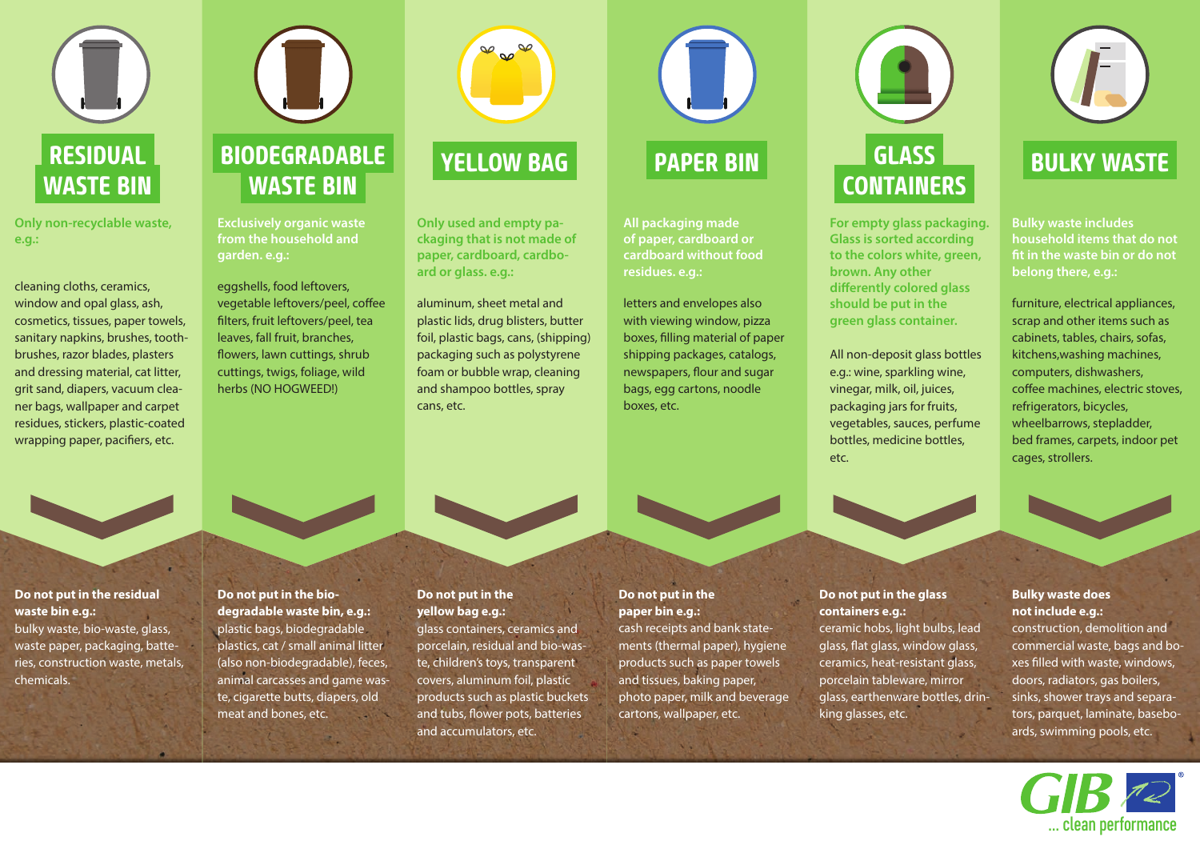## RESIDUAL WASTE BIN

**Only non-recyclable waste, e.g.:**

cleaning cloths, ceramics, window and opal glass, ash, cosmetics, tissues, paper towels, sanitary napkins, brushes, toothbrushes, razor blades, plasters and dressing material, cat litter, grit sand, diapers, vacuum cleaner bags, wallpaper and carpet residues, stickers, plastic-coated wrapping paper, pacifiers, etc.

**Do not put in the residual waste bin e.g.:**
bulky waste, bio-waste, glass, waste paper, packaging, batteries, construction waste, metals, chemicals.

## BIODEGRADABLE WASTE BIN

**Exclusively organic waste from the household and garden. e.g.:**

eggshells, food leftovers, vegetable leftovers/peel, coffee filters, fruit leftovers/peel, tea leaves, fall fruit, branches, flowers, lawn cuttings, shrub cuttings, twigs, foliage, wild herbs (NO HOGWEED!)

**Do not put in the biodegradable waste bin, e.g.:**
plastic bags, biodegradable plastics, cat / small animal litter (also non-biodegradable), feces, animal carcasses and game waste, cigarette butts, diapers, old meat and bones, etc.

## YELLOW BAG

**Only used and empty packaging that is not made of paper, cardboard, cardboard or glass. e.g.:**

aluminum, sheet metal and plastic lids, drug blisters, butter foil, plastic bags, cans, (shipping) packaging such as polystyrene foam or bubble wrap, cleaning and shampoo bottles, spray cans, etc.

**Do not put in the yellow bag e.g.:**
glass containers, ceramics and porcelain, residual and bio-waste, children's toys, transparent covers, aluminum foil, plastic products such as plastic buckets and tubs, flower pots, batteries and accumulators, etc.

## PAPER BIN

**All packaging made of paper, cardboard or cardboard without food residues. e.g.:**

letters and envelopes also with viewing window, pizza boxes, filling material of paper shipping packages, catalogs, newspapers, flour and sugar bags, egg cartons, noodle boxes, etc.

**Do not put in the paper bin e.g.:**
cash receipts and bank statements (thermal paper), hygiene products such as paper towels and tissues, baking paper, photo paper, milk and beverage cartons, wallpaper, etc.

## GLASS CONTAINERS

**For empty glass packaging. Glass is sorted according to the colors white, green, brown. Any other differently colored glass should be put in the green glass container.**

All non-deposit glass bottles e.g.: wine, sparkling wine, vinegar, milk, oil, juices, packaging jars for fruits, vegetables, sauces, perfume bottles, medicine bottles, etc.

**Do not put in the glass containers e.g.:**
ceramic hobs, light bulbs, lead glass, flat glass, window glass, ceramics, heat-resistant glass, porcelain tableware, mirror glass, earthenware bottles, drinking glasses, etc.

## BULKY WASTE

**Bulky waste includes household items that do not fit in the waste bin or do not belong there, e.g.:**

furniture, electrical appliances, scrap and other items such as cabinets, tables, chairs, sofas, kitchens,washing machines, computers, dishwashers, coffee machines, electric stoves, refrigerators, bicycles, wheelbarrows, stepladder, bed frames, carpets, indoor pet cages, strollers.

**Bulky waste does not include e.g.:**
construction, demolition and commercial waste, bags and boxes filled with waste, windows, doors, radiators, gas boilers, sinks, shower trays and separators, parquet, laminate, baseboards, swimming pools, etc.

GIB ... clean performance